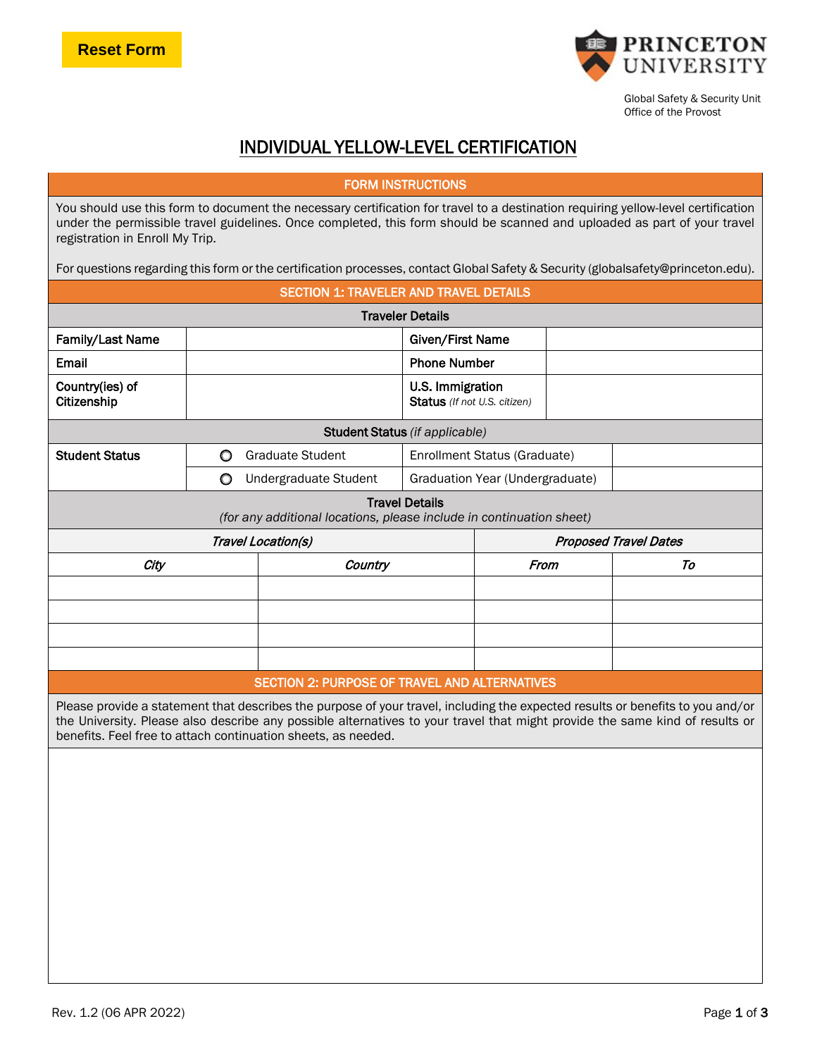Reset Form

Global Safety & Security Unit
Office of the Provost

# INDIVIDUAL YELLOW-LEVEL CERTIFICATION

## FORM INSTRUCTIONS

You should use this form to document the necessary certification for travel to a destination requiring yellow-level certification under the permissible travel guidelines. Once completed, this form should be scanned and uploaded as part of your travel registration in Enroll My Trip.

For questions regarding this form or the certification processes, contact Global Safety & Security (globalsafety@princeton.edu).

## SECTION 1: TRAVELER AND TRAVEL DETAILS

### Traveler Details

| | | | |
|---|---|---|---|
| **Family/Last Name** | | **Given/First Name** | |
| **Email** | | **Phone Number** | |
| **Country(ies) of Citizenship** | | **U.S. Immigration Status** *(If not U.S. citizen)* | |

### Student Status *(if applicable)*

| | | | |
|---|---|---|---|
| **Student Status** | ○ Graduate Student | Enrollment Status (Graduate) | |
| | ○ Undergraduate Student | Graduation Year (Undergraduate) | |

### Travel Details
*(for any additional locations, please include in continuation sheet)*

| *Travel Location(s)* | | *Proposed Travel Dates* | |
|---|---|---|---|
| ***City*** | ***Country*** | ***From*** | ***To*** |
| | | | |
| | | | |
| | | | |
| | | | |

## SECTION 2: PURPOSE OF TRAVEL AND ALTERNATIVES

Please provide a statement that describes the purpose of your travel, including the expected results or benefits to you and/or the University. Please also describe any possible alternatives to your travel that might provide the same kind of results or benefits. Feel free to attach continuation sheets, as needed.

Rev. 1.2 (06 APR 2022)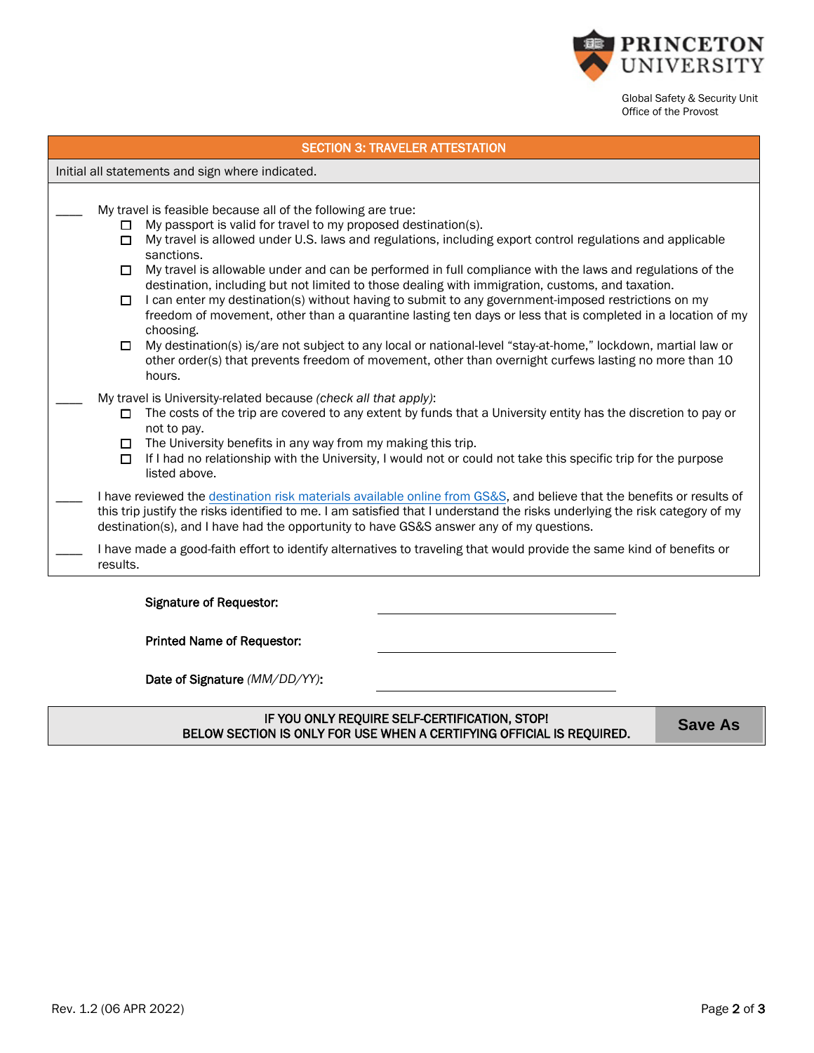Global Safety & Security Unit
Office of the Provost

## SECTION 3: TRAVELER ATTESTATION

Initial all statements and sign where indicated.

____ My travel is feasible because all of the following are true:

- ☐ My passport is valid for travel to my proposed destination(s).
- ☐ My travel is allowed under U.S. laws and regulations, including export control regulations and applicable sanctions.
- ☐ My travel is allowable under and can be performed in full compliance with the laws and regulations of the destination, including but not limited to those dealing with immigration, customs, and taxation.
- ☐ I can enter my destination(s) without having to submit to any government-imposed restrictions on my freedom of movement, other than a quarantine lasting ten days or less that is completed in a location of my choosing.
- ☐ My destination(s) is/are not subject to any local or national-level "stay-at-home," lockdown, martial law or other order(s) that prevents freedom of movement, other than overnight curfews lasting no more than 10 hours.

____ My travel is University-related because *(check all that apply)*:

- ☐ The costs of the trip are covered to any extent by funds that a University entity has the discretion to pay or not to pay.
- ☐ The University benefits in any way from my making this trip.
- ☐ If I had no relationship with the University, I would not or could not take this specific trip for the purpose listed above.

____ I have reviewed the destination risk materials available online from GS&S, and believe that the benefits or results of this trip justify the risks identified to me. I am satisfied that I understand the risks underlying the risk category of my destination(s), and I have had the opportunity to have GS&S answer any of my questions.

____ I have made a good-faith effort to identify alternatives to traveling that would provide the same kind of benefits or results.

**Signature of Requestor:** ______________________

**Printed Name of Requestor:** ______________________

**Date of Signature** *(MM/DD/YY)*: ______________________

**IF YOU ONLY REQUIRE SELF-CERTIFICATION, STOP!**
**BELOW SECTION IS ONLY FOR USE WHEN A CERTIFYING OFFICIAL IS REQUIRED.**

**Save As**

Rev. 1.2 (06 APR 2022)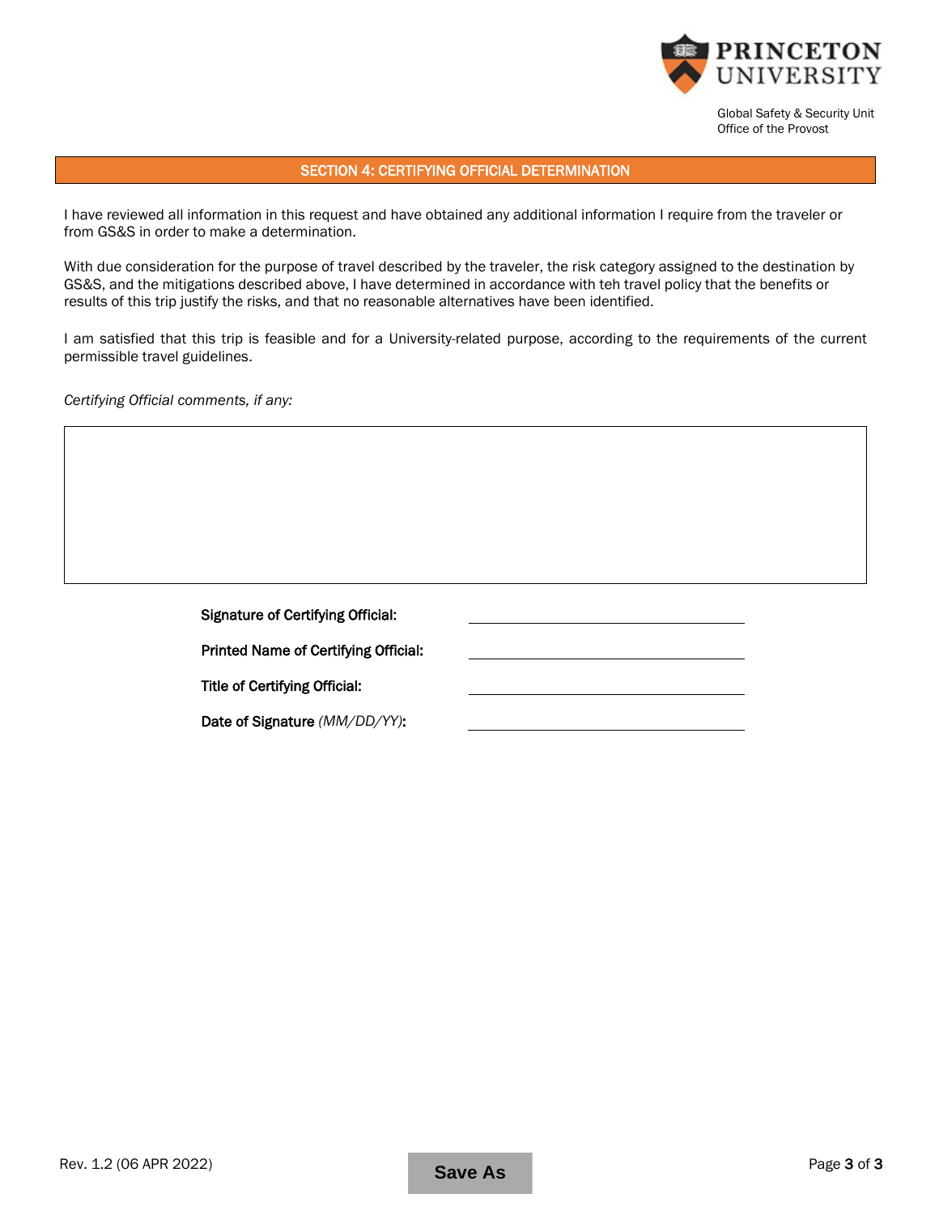Global Safety & Security Unit
Office of the Provost

## SECTION 4: CERTIFYING OFFICIAL DETERMINATION

I have reviewed all information in this request and have obtained any additional information I require from the traveler or from GS&S in order to make a determination.

With due consideration for the purpose of travel described by the traveler, the risk category assigned to the destination by GS&S, and the mitigations described above, I have determined in accordance with teh travel policy that the benefits or results of this trip justify the risks, and that no reasonable alternatives have been identified.

I am satisfied that this trip is feasible and for a University-related purpose, according to the requirements of the current permissible travel guidelines.

*Certifying Official comments, if any:*

**Signature of Certifying Official:** ______________________

**Printed Name of Certifying Official:** ______________________

**Title of Certifying Official:** ______________________

**Date of Signature** *(MM/DD/YY)***:** ______________________

Rev. 1.2 (06 APR 2022)

Save As